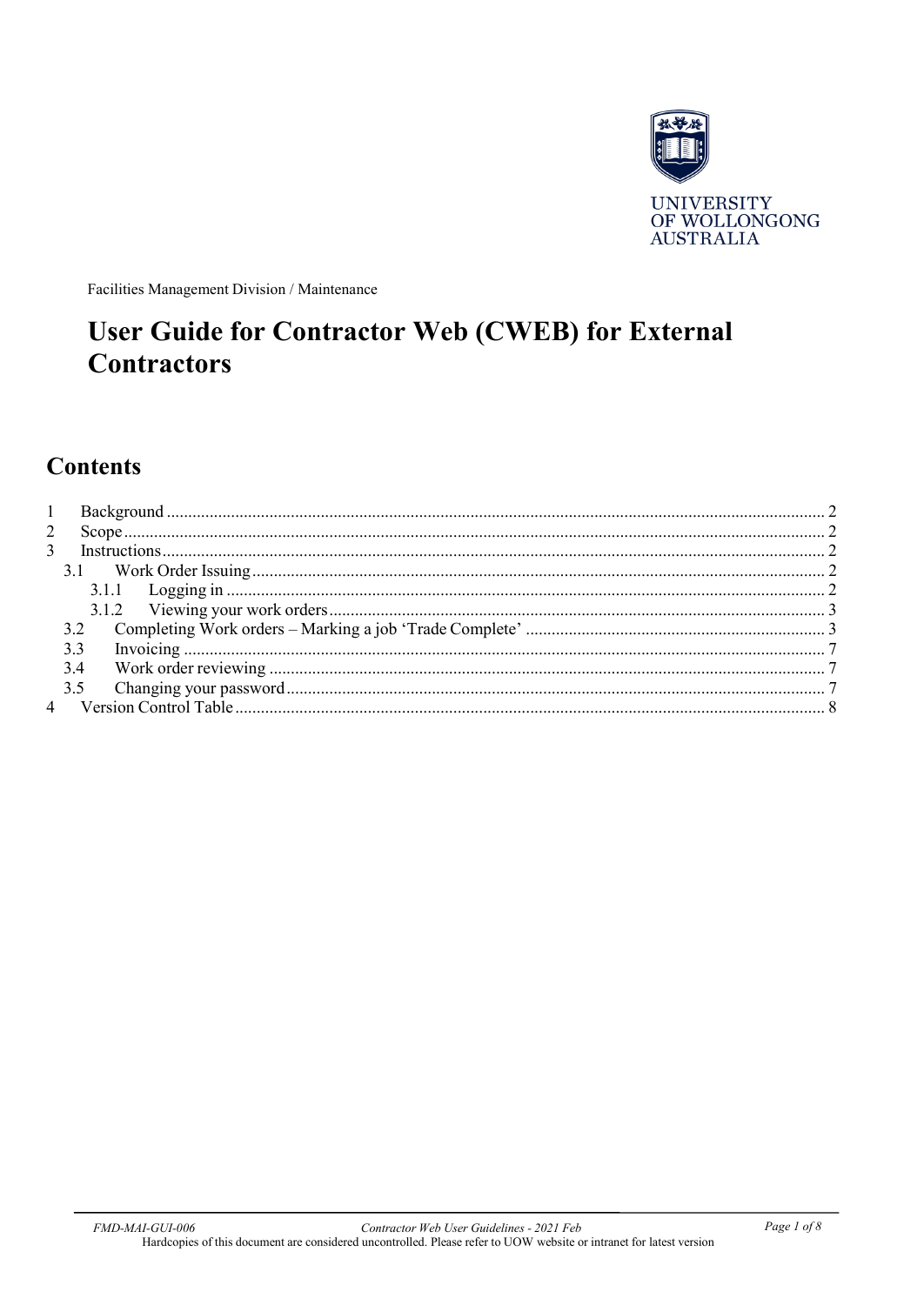UNIVERSITY
OF WOLLONGONG
AUSTRALIA

Facilities Management Division / Maintenance

# User Guide for Contractor Web (CWEB) for External Contractors

## Contents

1 Background ........................................................ 2
2 Scope ........................................................ 2
3 Instructions ........................................................ 2
  3.1 Work Order Issuing ........................................................ 2
    3.1.1 Logging in ........................................................ 2
    3.1.2 Viewing your work orders ........................................................ 3
  3.2 Completing Work orders – Marking a job 'Trade Complete' ........................................................ 3
  3.3 Invoicing ........................................................ 7
  3.4 Work order reviewing ........................................................ 7
  3.5 Changing your password ........................................................ 7
4 Version Control Table ........................................................ 8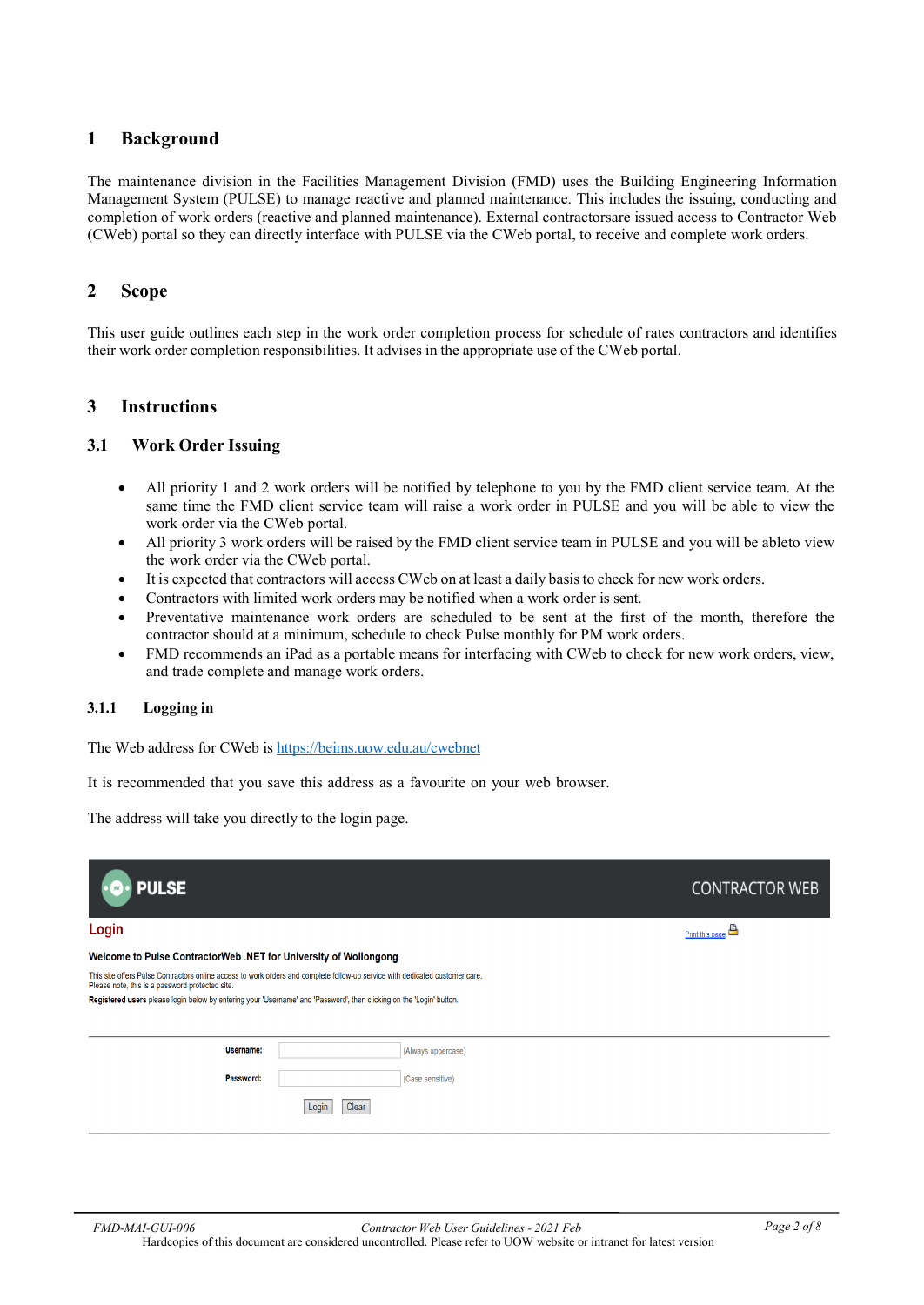# 1 Background

The maintenance division in the Facilities Management Division (FMD) uses the Building Engineering Information Management System (PULSE) to manage reactive and planned maintenance. This includes the issuing, conducting and completion of work orders (reactive and planned maintenance). External contractorsare issued access to Contractor Web (CWeb) portal so they can directly interface with PULSE via the CWeb portal, to receive and complete work orders.

# 2 Scope

This user guide outlines each step in the work order completion process for schedule of rates contractors and identifies their work order completion responsibilities. It advises in the appropriate use of the CWeb portal.

# 3 Instructions

## 3.1 Work Order Issuing

- All priority 1 and 2 work orders will be notified by telephone to you by the FMD client service team. At the same time the FMD client service team will raise a work order in PULSE and you will be able to view the work order via the CWeb portal.
- All priority 3 work orders will be raised by the FMD client service team in PULSE and you will be ableto view the work order via the CWeb portal.
- It is expected that contractors will access CWeb on at least a daily basis to check for new work orders.
- Contractors with limited work orders may be notified when a work order is sent.
- Preventative maintenance work orders are scheduled to be sent at the first of the month, therefore the contractor should at a minimum, schedule to check Pulse monthly for PM work orders.
- FMD recommends an iPad as a portable means for interfacing with CWeb to check for new work orders, view, and trade complete and manage work orders.

### 3.1.1 Logging in

The Web address for CWeb is https://beims.uow.edu.au/cwebnet

It is recommended that you save this address as a favourite on your web browser.

The address will take you directly to the login page.

PULSE CONTRACTOR WEB

**Login**

Print this page

**Welcome to Pulse ContractorWeb .NET for University of Wollongong**

This site offers Pulse Contractors online access to work orders and complete follow-up service with dedicated customer care.
Please note, this is a password protected site.

**Registered users** please login below by entering your 'Username' and 'Password', then clicking on the 'Login' button.

**Username:** (Always uppercase)

**Password:** (Case sensitive)

Login Clear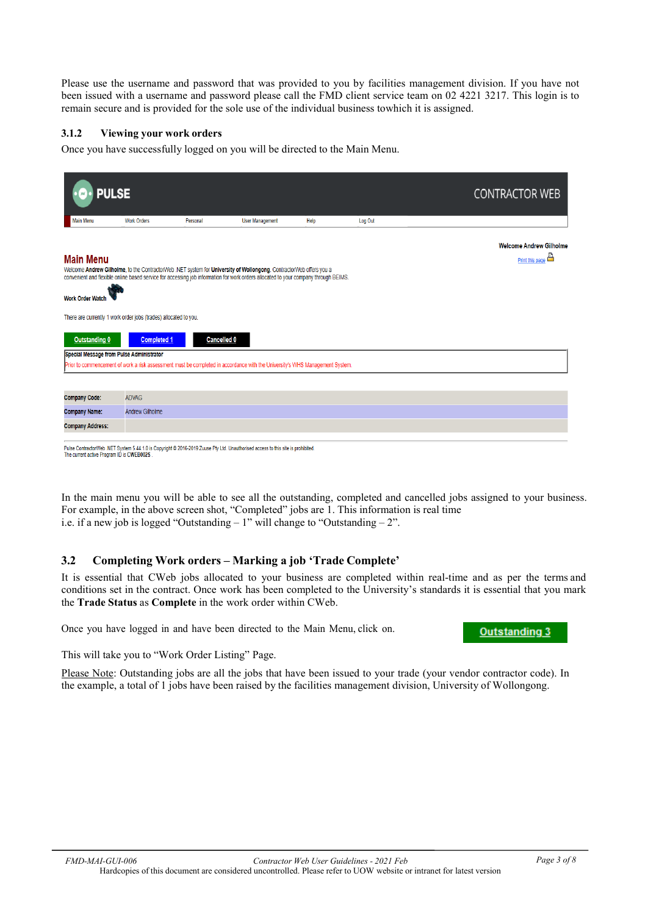Please use the username and password that was provided to you by facilities management division. If you have not been issued with a username and password please call the FMD client service team on 02 4221 3217. This login is to remain secure and is provided for the sole use of the individual business towhich it is assigned.

### 3.1.2 Viewing your work orders

Once you have successfully logged on you will be directed to the Main Menu.

PULSE CONTRACTOR WEB

Main Menu | Work Orders | Personal | User Management | Help | Log Out

Welcome Andrew Gilholme

Print this page

**Main Menu**

Welcome **Andrew Gilholme**, to the ContractorWeb .NET system for **University of Wollongong**. ContractorWeb offers you a convenient and flexible online based service for accessing job information for work orders allocated to your company through BEIMS.

**Work Order Watch**

There are currently 1 work order jobs (trades) allocated to you.

Outstanding 0 | Completed 1 | Cancelled 0

**Special Message from Pulse Administrator**

Prior to commencement of work a risk assessment must be completed in accordance with the University's WHS Management System.

| | |
|---|---|
| **Company Code:** | ADVAG |
| **Company Name:** | Andrew Gilholme |
| **Company Address:** | |

Pulse ContractorWeb .NET System 5.44.1.0 is Copyright © 2016-2019 Zuuse Pty Ltd. Unauthorised access to this site is prohibited.
The current active Program ID is CWEB002S .

In the main menu you will be able to see all the outstanding, completed and cancelled jobs assigned to your business. For example, in the above screen shot, "Completed" jobs are 1. This information is real time i.e. if a new job is logged "Outstanding – 1" will change to "Outstanding – 2".

## 3.2 Completing Work orders – Marking a job 'Trade Complete'

It is essential that CWeb jobs allocated to your business are completed within real-time and as per the terms and conditions set in the contract. Once work has been completed to the University's standards it is essential that you mark the **Trade Status** as **Complete** in the work order within CWeb.

Once you have logged in and have been directed to the Main Menu, click on. Outstanding 3

This will take you to "Work Order Listing" Page.

Please Note: Outstanding jobs are all the jobs that have been issued to your trade (your vendor contractor code). In the example, a total of 1 jobs have been raised by the facilities management division, University of Wollongong.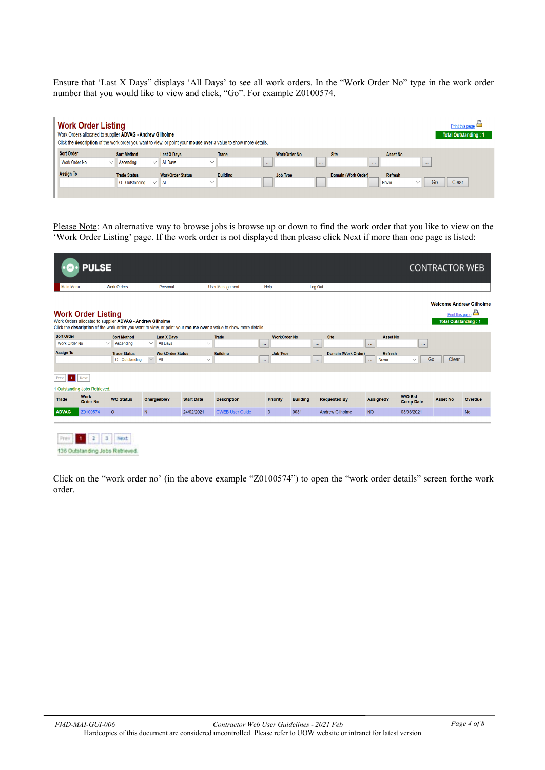Ensure that ‘Last X Days” displays ‘All Days’ to see all work orders. In the “Work Order No” type in the work order number that you would like to view and click, “Go”. For example Z0100574.

Work Order Listing

Work Orders allocated to supplier **ADVAG - Andrew Gilholme**

Click the **description** of the work order you want to view, or point your **mouse over** a value to show more details.

Print this page

Total Outstanding : 1

Sort Order: Work Order No | Sort Method: Ascending | Last X Days: All Days | Trade | WorkOrder No | Site | Asset No

Assign To | Trade Status: O - Outstanding | WorkOrder Status: All | Building | Job Type | Domain (Work Order) | Refresh: Never | Go | Clear

Please Note: An alternative way to browse jobs is browse up or down to find the work order that you like to view on the ‘Work Order Listing’ page. If the work order is not displayed then please click Next if more than one page is listed:

PULSE CONTRACTOR WEB

Main Menu | Work Orders | Personal | User Management | Help | Log Out

Welcome Andrew Gilholme

Work Order Listing

Work Orders allocated to supplier **ADVAG - Andrew Gilholme**

Click the **description** of the work order you want to view, or point your **mouse over** a value to show more details.

Print this page

Total Outstanding : 1

Sort Order: Work Order No | Sort Method: Ascending | Last X Days: All Days | Trade | WorkOrder No | Site | Asset No

Assign To | Trade Status: O - Outstanding | WorkOrder Status: All | Building | Job Type | Domain (Work Order) | Refresh: Never | Go | Clear

Prev 1 Next

1 Outstanding Jobs Retrieved.

| Trade | Work Order No | WO Status | Chargeable? | Start Date | Description | Priority | Building | Requested By | Assigned? | W/O Est Comp Date | Asset No | Overdue |
|---|---|---|---|---|---|---|---|---|---|---|---|---|
| ADVAG | Z0100574 | O | N | 24/02/2021 | CWEB User Guide | 3 | 0031 | Andrew Gilholme | NO | 03/03/2021 | | No |

Prev 1 2 3 Next

136 Outstanding Jobs Retrieved.

Click on the “work order no’ (in the above example “Z0100574”) to open the “work order details” screen forthe work order.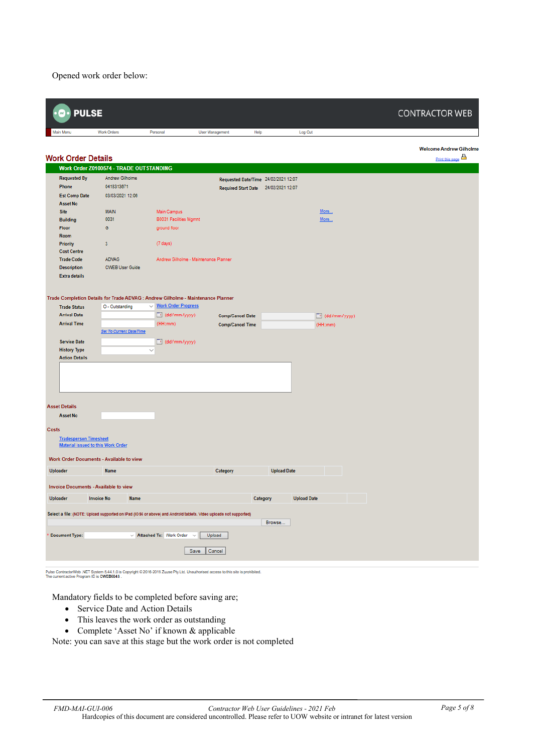Opened work order below:

PULSE CONTRACTOR WEB

Main Menu | Work Orders | Personal | User Management | Help | Log Out

Welcome Andrew Gilholme

Print this page

## Work Order Details

**Work Order Z0100574 - TRADE OUTSTANDING**

| | | | | | |
|---|---|---|---|---|---|
| **Requested By** | Andrew Gilholme | | **Requested Date/Time** | 24/02/2021 12:07 | |
| **Phone** | 0418313671 | | **Required Start Date** | 24/02/2021 12:07 | |
| **Est Comp Date** | 03/03/2021 12:06 | | | | |
| **Asset No** | | | | | |
| **Site** | MAIN | Main Campus | | | More... |
| **Building** | 0031 | B0031 Facilities Mgmt | | | More... |
| **Floor** | G | ground floor | | | |
| **Room** | | | | | |
| **Priority** | 3 | (7 days) | | | |
| **Cost Centre** | | | | | |
| **Trade Code** | ADVAG | Andrew Gilholme - Maintenance Planner | | | |
| **Description** | CWEB User Guide | | | | |
| **Extra details** | | | | | |

**Trade Completion Details for Trade ADVAG : Andrew Gilholme - Maintenance Planner**

| | | | | |
|---|---|---|---|---|
| **Trade Status** | O - Outstanding | Work Order Progress | | |
| **Arrival Date** | | (dd/mm/yyyy) | **Comp/Cancel Date** | (dd/mm/yyyy) |
| **Arrival Time** | | (HH:mm) | **Comp/Cancel Time** | (HH:mm) |
| | Set To Current Date/Time | | | |
| **Service Date** | | (dd/mm/yyyy) | | |
| **History Type** | | | | |
| **Action Details** | | | | |

**Asset Details**

**Asset No**

**Costs**

Tradesperson Timesheet
Material issued to this Work Order

**Work Order Documents - Available to view**

| Uploader | Name | Category | Upload Date |
|---|---|---|---|

**Invoice Documents - Available to view**

| Uploader | Invoice No | Name | Category | Upload Date |
|---|---|---|---|---|

Select a file: (NOTE: Upload supported on iPad (IOS 6 or above) and Android tablets. Video upload not supported)

Browse...

* Document Type: | Attached To: Work Order | Upload

Save | Cancel

Pulse ContractorWeb .NET System 5.44.1.0 is Copyright © 2016-2019 Zuuse Pty Ltd. Unauthorised access to this site is prohibited.
The current active Program ID is CWEB0043 .

Mandatory fields to be completed before saving are;

- Service Date and Action Details
- This leaves the work order as outstanding
- Complete 'Asset No' if known & applicable

Note: you can save at this stage but the work order is not completed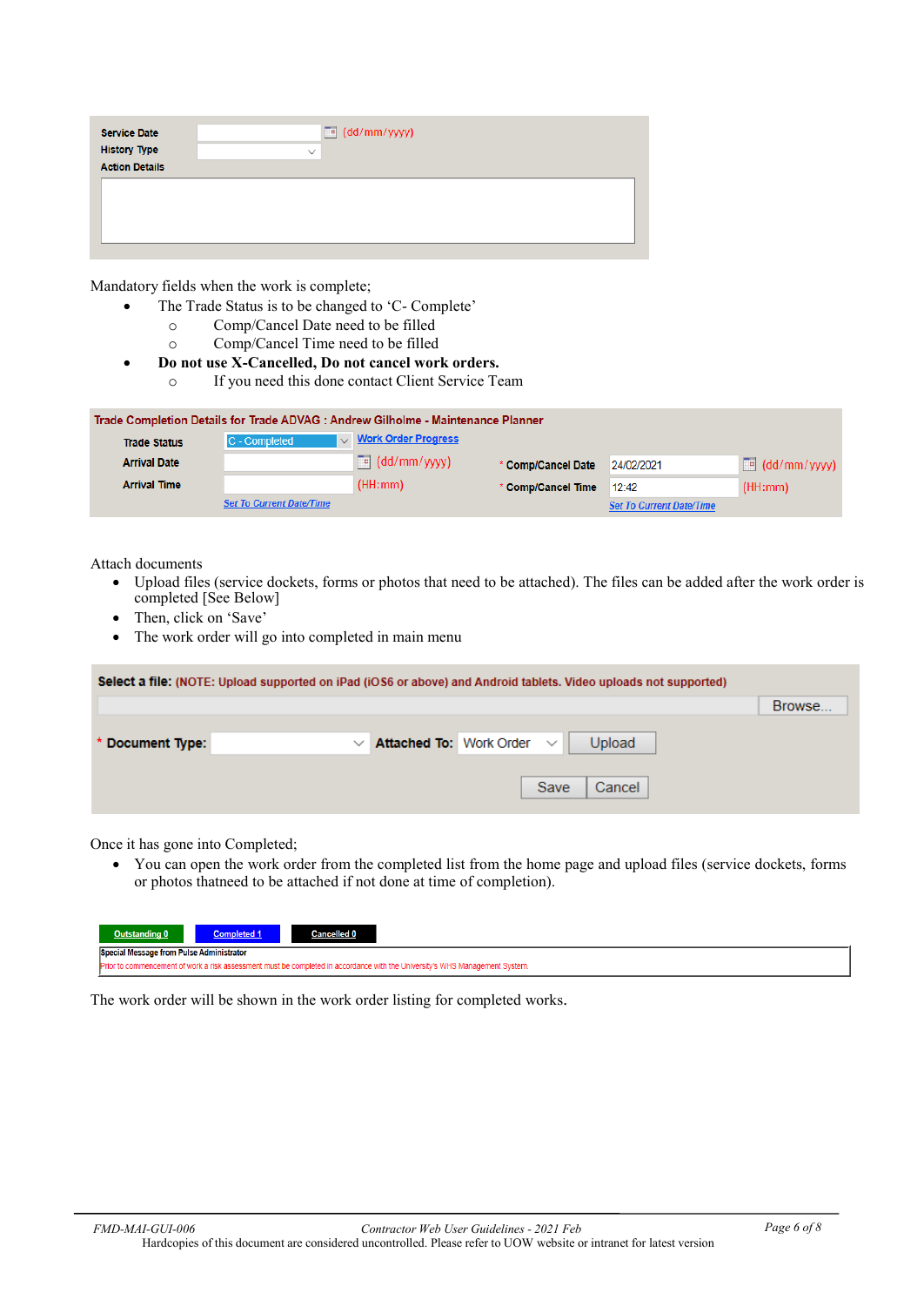| Service Date | (dd/mm/yyyy) |
| --- | --- |
| History Type | |
| Action Details | |

Mandatory fields when the work is complete;

- The Trade Status is to be changed to 'C- Complete'
  - Comp/Cancel Date need to be filled
  - Comp/Cancel Time need to be filled
- **Do not use X-Cancelled, Do not cancel work orders.**
  - If you need this done contact Client Service Team

**Trade Completion Details for Trade ADVAG : Andrew Gilholme - Maintenance Planner**

| | | | |
| --- | --- | --- | --- |
| Trade Status | C - Completed  Work Order Progress | | |
| Arrival Date | (dd/mm/yyyy) | * Comp/Cancel Date | 24/02/2021 (dd/mm/yyyy) |
| Arrival Time | (HH:mm) | * Comp/Cancel Time | 12:42 (HH:mm) |
| | Set To Current Date/Time | | Set To Current Date/Time |

Attach documents

- Upload files (service dockets, forms or photos that need to be attached). The files can be added after the work order is completed [See Below]
- Then, click on 'Save'
- The work order will go into completed in main menu

**Select a file:** (NOTE: Upload supported on iPad (iOS6 or above) and Android tablets. Video uploads not supported) Browse...

\* **Document Type:** **Attached To:** Work Order Upload

Save Cancel

Once it has gone into Completed;

- You can open the work order from the completed list from the home page and upload files (service dockets, forms or photos thatneed to be attached if not done at time of completion).

Outstanding 0 | Completed 1 | Cancelled 0

Special Message from Pulse Administrator
Prior to commencement of work a risk assessment must be completed in accordance with the University's WHS Management System.

The work order will be shown in the work order listing for completed works.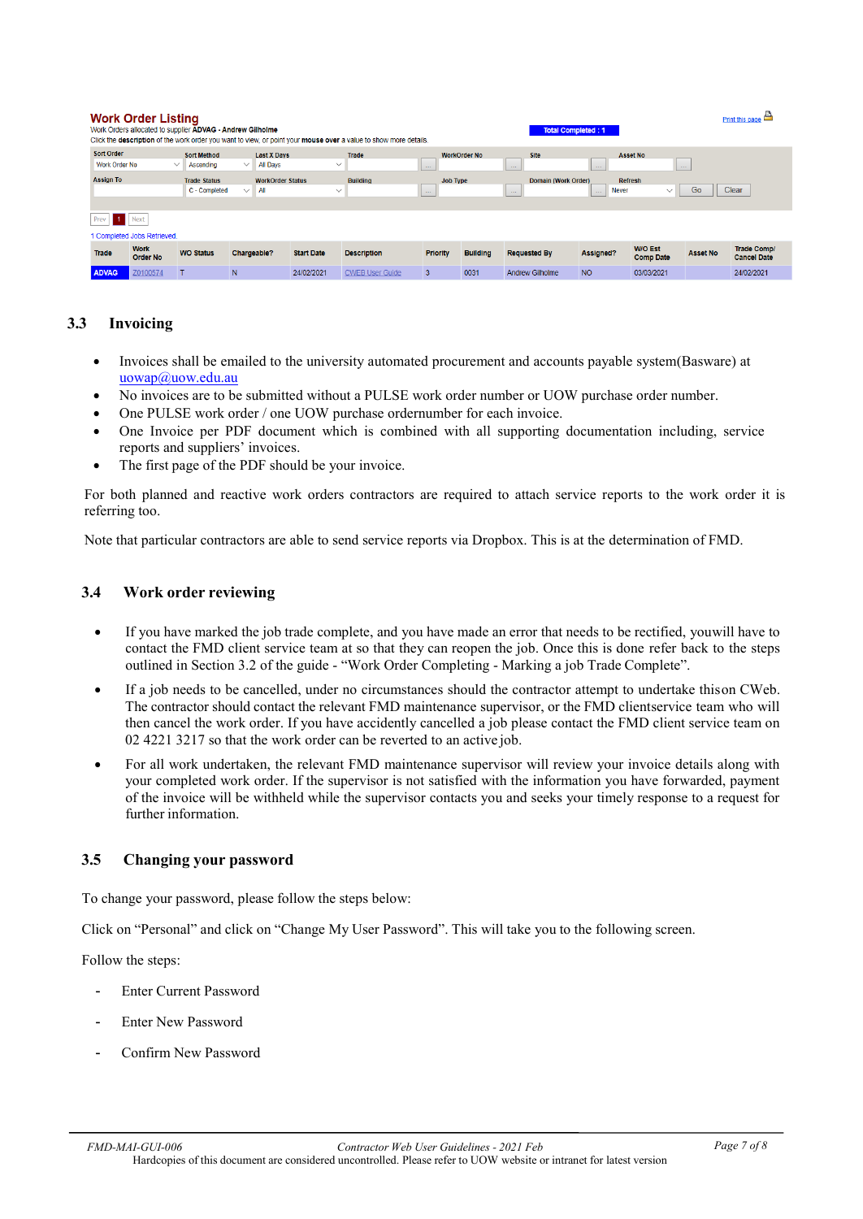**Work Order Listing**

Work Orders allocated to supplier **ADVAG - Andrew Gilholme**

Click the **description** of the work order you want to view, or point your **mouse over** a value to show more details.

Total Completed : 1

Print this page

| Sort Order | Sort Method | Last X Days | Trade | WorkOrder No | Site | Asset No |
|---|---|---|---|---|---|---|
| Work Order No | Ascending | All Days | | | | |
| **Assign To** | **Trade Status** | **WorkOrder Status** | **Building** | **Job Type** | **Domain (Work Order)** | **Refresh** |
| | C - Completed | All | | | | Never |

Go | Clear

Prev | 1 | Next

1 Completed Jobs Retrieved.

| Trade | Work Order No | WO Status | Chargeable? | Start Date | Description | Priority | Building | Requested By | Assigned? | W/O Est Comp Date | Asset No | Trade Comp/ Cancel Date |
|---|---|---|---|---|---|---|---|---|---|---|---|---|
| ADVAG | Z0100574 | T | N | 24/02/2021 | CWEB User Guide | 3 | 0031 | Andrew Gilholme | NO | 03/03/2021 | | 24/02/2021 |

### 3.3 Invoicing

- Invoices shall be emailed to the university automated procurement and accounts payable system(Basware) at uowap@uow.edu.au
- No invoices are to be submitted without a PULSE work order number or UOW purchase order number.
- One PULSE work order / one UOW purchase ordernumber for each invoice.
- One Invoice per PDF document which is combined with all supporting documentation including, service reports and suppliers' invoices.
- The first page of the PDF should be your invoice.

For both planned and reactive work orders contractors are required to attach service reports to the work order it is referring too.

Note that particular contractors are able to send service reports via Dropbox. This is at the determination of FMD.

### 3.4 Work order reviewing

- If you have marked the job trade complete, and you have made an error that needs to be rectified, youwill have to contact the FMD client service team at so that they can reopen the job. Once this is done refer back to the steps outlined in Section 3.2 of the guide - "Work Order Completing - Marking a job Trade Complete".
- If a job needs to be cancelled, under no circumstances should the contractor attempt to undertake thison CWeb. The contractor should contact the relevant FMD maintenance supervisor, or the FMD clientservice team who will then cancel the work order. If you have accidently cancelled a job please contact the FMD client service team on 02 4221 3217 so that the work order can be reverted to an active job.
- For all work undertaken, the relevant FMD maintenance supervisor will review your invoice details along with your completed work order. If the supervisor is not satisfied with the information you have forwarded, payment of the invoice will be withheld while the supervisor contacts you and seeks your timely response to a request for further information.

### 3.5 Changing your password

To change your password, please follow the steps below:

Click on "Personal" and click on "Change My User Password". This will take you to the following screen.

Follow the steps:

- Enter Current Password
- Enter New Password
- Confirm New Password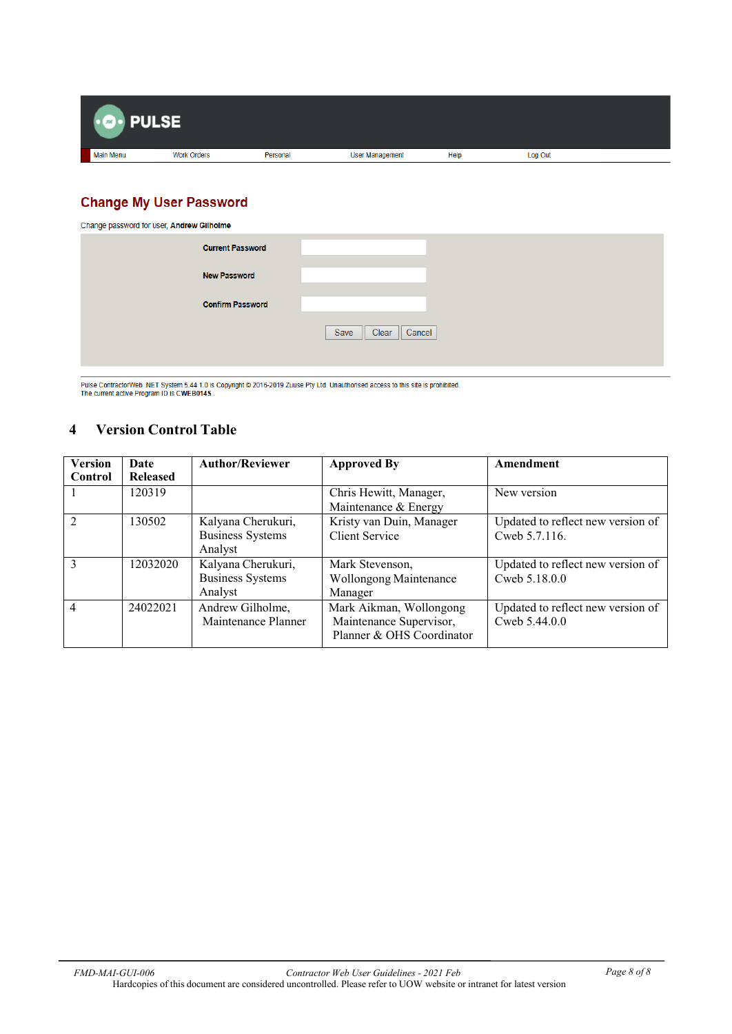PULSE

Main Menu | Work Orders | Personal | User Management | Help | Log Out

## Change My User Password

Change password for user, **Andrew Gilholme**

**Current Password**

**New Password**

**Confirm Password**

Save | Clear | Cancel

Pulse ContractorWeb .NET System 5.44.1.0 is Copyright © 2016-2019 Zuuse Pty Ltd. Unauthorised access to this site is prohibited.
The current active Program ID is **CWEB014S**.

# 4 Version Control Table

| Version Control | Date Released | Author/Reviewer | Approved By | Amendment |
|---|---|---|---|---|
| 1 | 120319 | | Chris Hewitt, Manager, Maintenance & Energy | New version |
| 2 | 130502 | Kalyana Cherukuri, Business Systems Analyst | Kristy van Duin, Manager Client Service | Updated to reflect new version of Cweb 5.7.116. |
| 3 | 12032020 | Kalyana Cherukuri, Business Systems Analyst | Mark Stevenson, Wollongong Maintenance Manager | Updated to reflect new version of Cweb 5.18.0.0 |
| 4 | 24022021 | Andrew Gilholme, Maintenance Planner | Mark Aikman, Wollongong Maintenance Supervisor, Planner & OHS Coordinator | Updated to reflect new version of Cweb 5.44.0.0 |